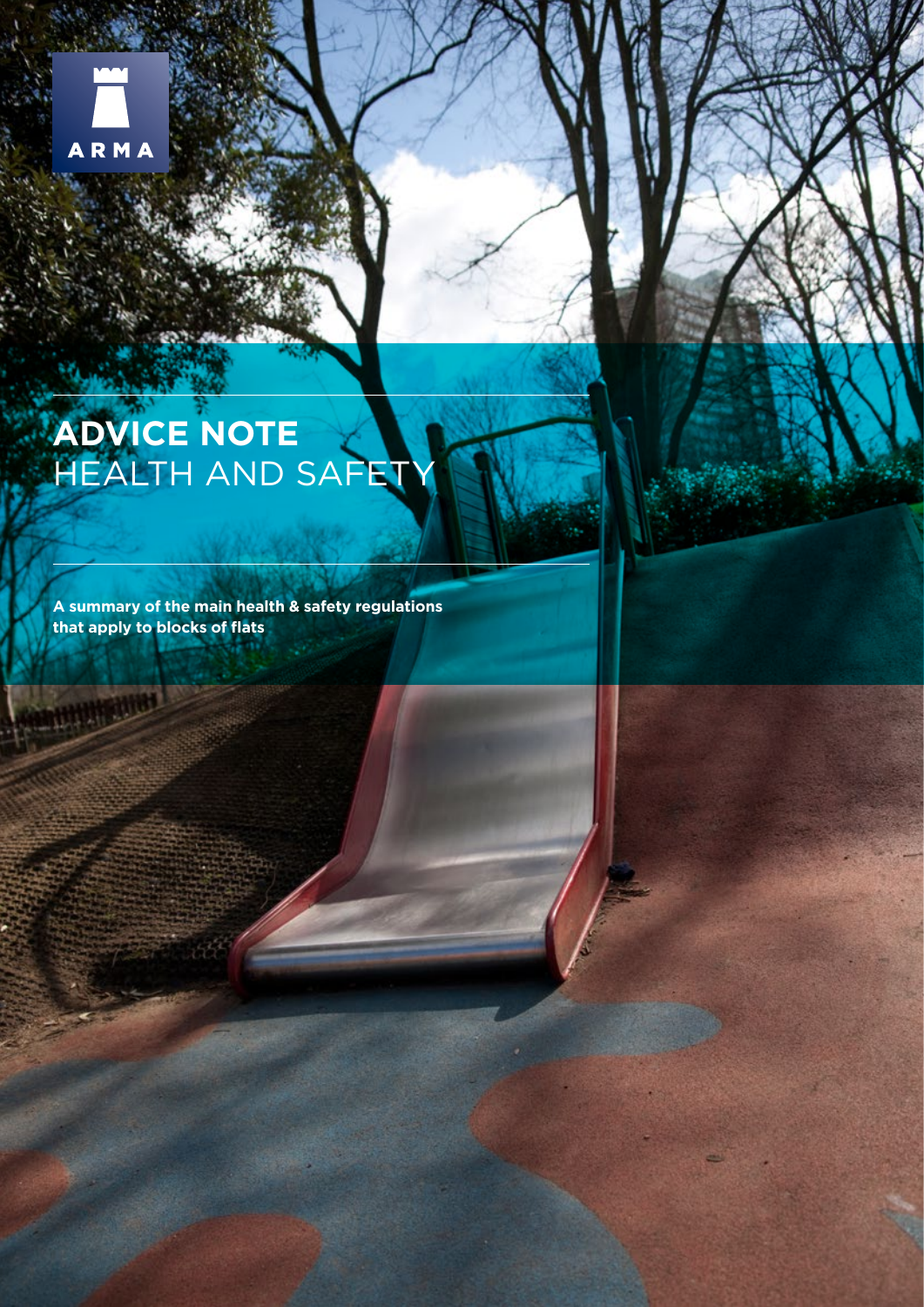ARMA

# ADVICE NOTE
## HEALTH AND SAFETY

**A summary of the main health & safety regulations that apply to blocks of flats**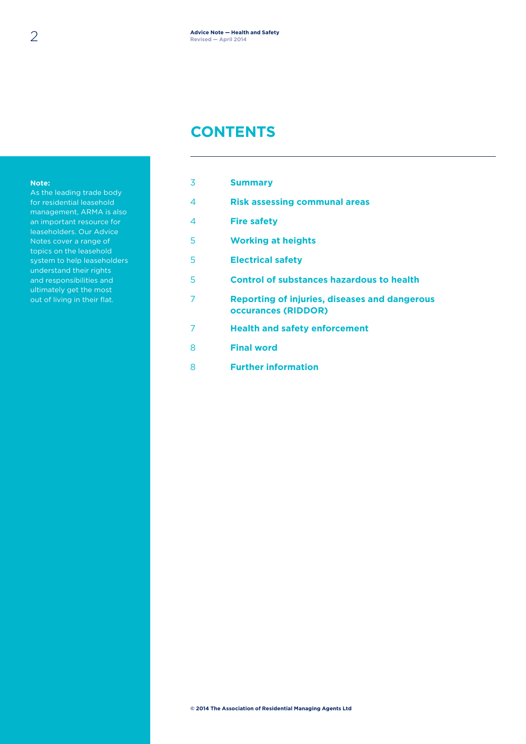## CONTENTS

**Note:**
As the leading trade body for residential leasehold management, ARMA is also an important resource for leaseholders. Our Advice Notes cover a range of topics on the leasehold system to help leaseholders understand their rights and responsibilities and ultimately get the most out of living in their flat.

| | |
|---|---|
| 3 | **Summary** |
| 4 | **Risk assessing communal areas** |
| 4 | **Fire safety** |
| 5 | **Working at heights** |
| 5 | **Electrical safety** |
| 5 | **Control of substances hazardous to health** |
| 7 | **Reporting of injuries, diseases and dangerous occurances (RIDDOR)** |
| 7 | **Health and safety enforcement** |
| 8 | **Final word** |
| 8 | **Further information** |

**© 2014 The Association of Residential Managing Agents Ltd**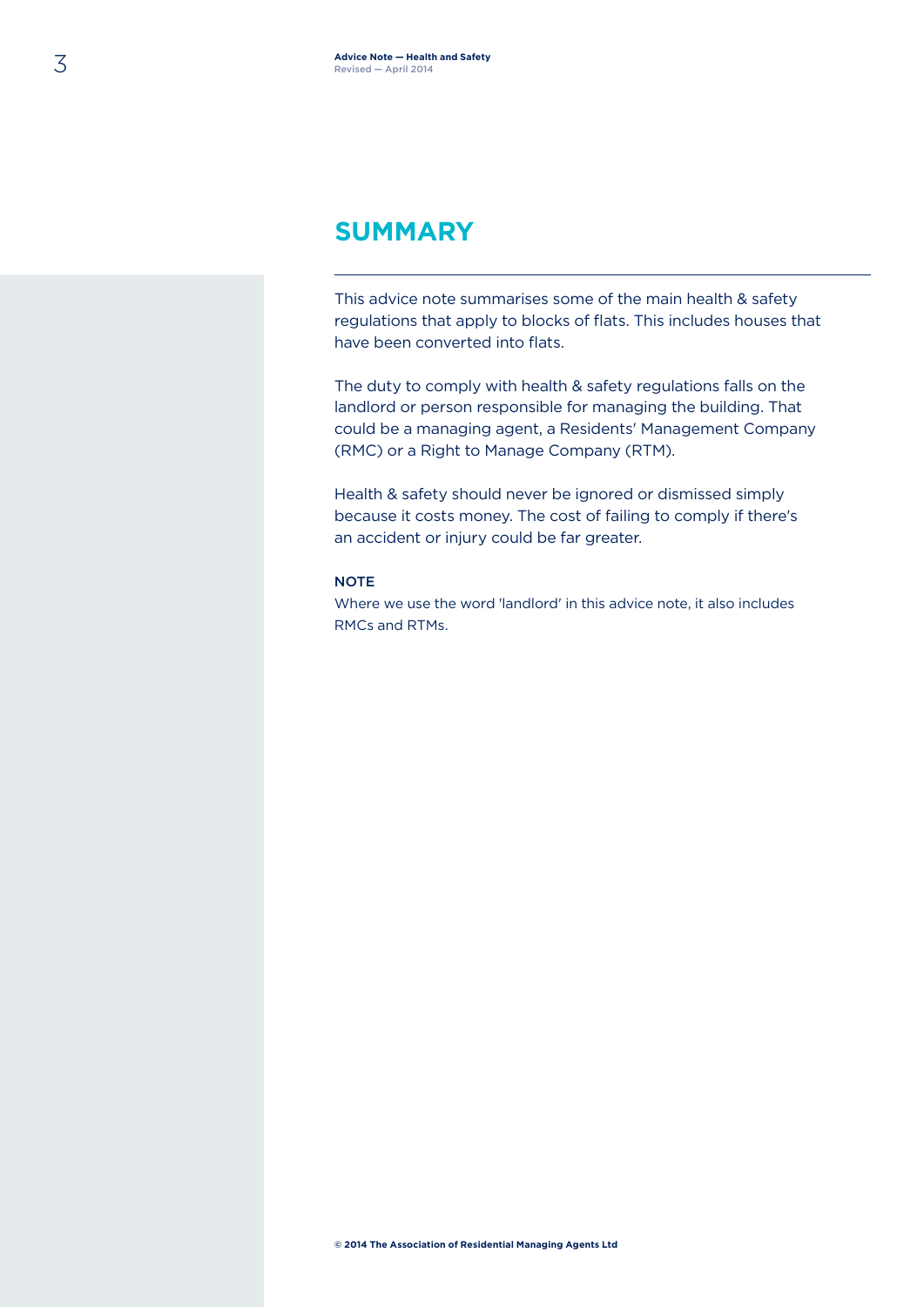## SUMMARY

This advice note summarises some of the main health & safety regulations that apply to blocks of flats. This includes houses that have been converted into flats.

The duty to comply with health & safety regulations falls on the landlord or person responsible for managing the building. That could be a managing agent, a Residents' Management Company (RMC) or a Right to Manage Company (RTM).

Health & safety should never be ignored or dismissed simply because it costs money. The cost of failing to comply if there's an accident or injury could be far greater.

**NOTE**

Where we use the word 'landlord' in this advice note, it also includes RMCs and RTMs.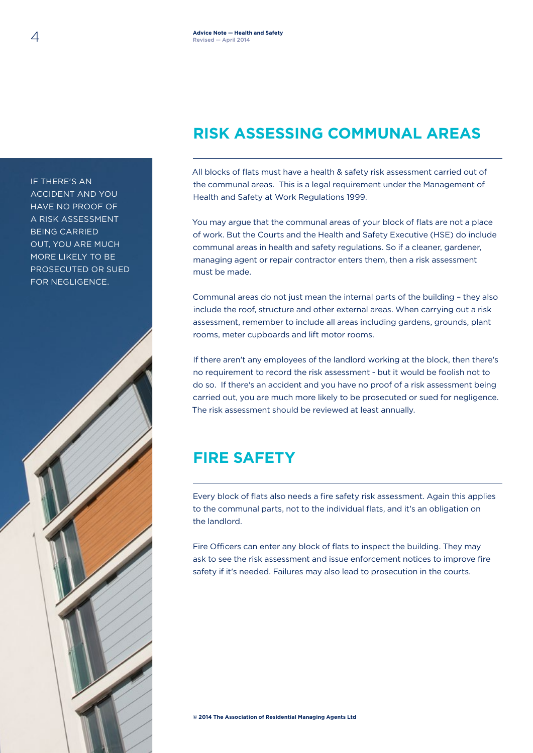IF THERE'S AN ACCIDENT AND YOU HAVE NO PROOF OF A RISK ASSESSMENT BEING CARRIED OUT, YOU ARE MUCH MORE LIKELY TO BE PROSECUTED OR SUED FOR NEGLIGENCE.

## RISK ASSESSING COMMUNAL AREAS

All blocks of flats must have a health & safety risk assessment carried out of the communal areas. This is a legal requirement under the Management of Health and Safety at Work Regulations 1999.

You may argue that the communal areas of your block of flats are not a place of work. But the Courts and the Health and Safety Executive (HSE) do include communal areas in health and safety regulations. So if a cleaner, gardener, managing agent or repair contractor enters them, then a risk assessment must be made.

Communal areas do not just mean the internal parts of the building – they also include the roof, structure and other external areas. When carrying out a risk assessment, remember to include all areas including gardens, grounds, plant rooms, meter cupboards and lift motor rooms.

If there aren't any employees of the landlord working at the block, then there's no requirement to record the risk assessment - but it would be foolish not to do so. If there's an accident and you have no proof of a risk assessment being carried out, you are much more likely to be prosecuted or sued for negligence. The risk assessment should be reviewed at least annually.

## FIRE SAFETY

Every block of flats also needs a fire safety risk assessment. Again this applies to the communal parts, not to the individual flats, and it's an obligation on the landlord.

Fire Officers can enter any block of flats to inspect the building. They may ask to see the risk assessment and issue enforcement notices to improve fire safety if it's needed. Failures may also lead to prosecution in the courts.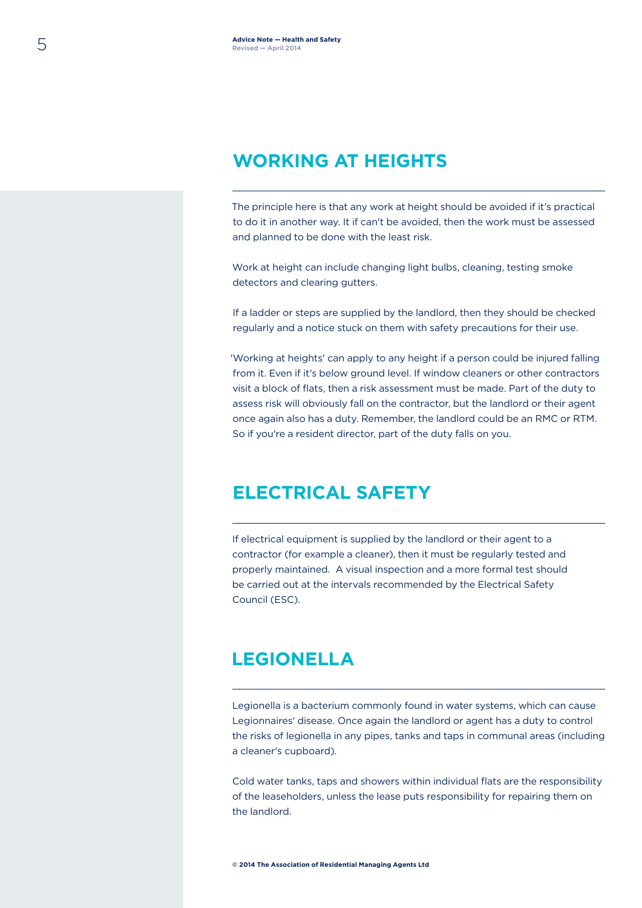## WORKING AT HEIGHTS

The principle here is that any work at height should be avoided if it's practical to do it in another way. It if can't be avoided, then the work must be assessed and planned to be done with the least risk.

Work at height can include changing light bulbs, cleaning, testing smoke detectors and clearing gutters.

If a ladder or steps are supplied by the landlord, then they should be checked regularly and a notice stuck on them with safety precautions for their use.

'Working at heights' can apply to any height if a person could be injured falling from it. Even if it's below ground level. If window cleaners or other contractors visit a block of flats, then a risk assessment must be made. Part of the duty to assess risk will obviously fall on the contractor, but the landlord or their agent once again also has a duty. Remember, the landlord could be an RMC or RTM. So if you're a resident director, part of the duty falls on you.

## ELECTRICAL SAFETY

If electrical equipment is supplied by the landlord or their agent to a contractor (for example a cleaner), then it must be regularly tested and properly maintained. A visual inspection and a more formal test should be carried out at the intervals recommended by the Electrical Safety Council (ESC).

## LEGIONELLA

Legionella is a bacterium commonly found in water systems, which can cause Legionnaires' disease. Once again the landlord or agent has a duty to control the risks of legionella in any pipes, tanks and taps in communal areas (including a cleaner's cupboard).

Cold water tanks, taps and showers within individual flats are the responsibility of the leaseholders, unless the lease puts responsibility for repairing them on the landlord.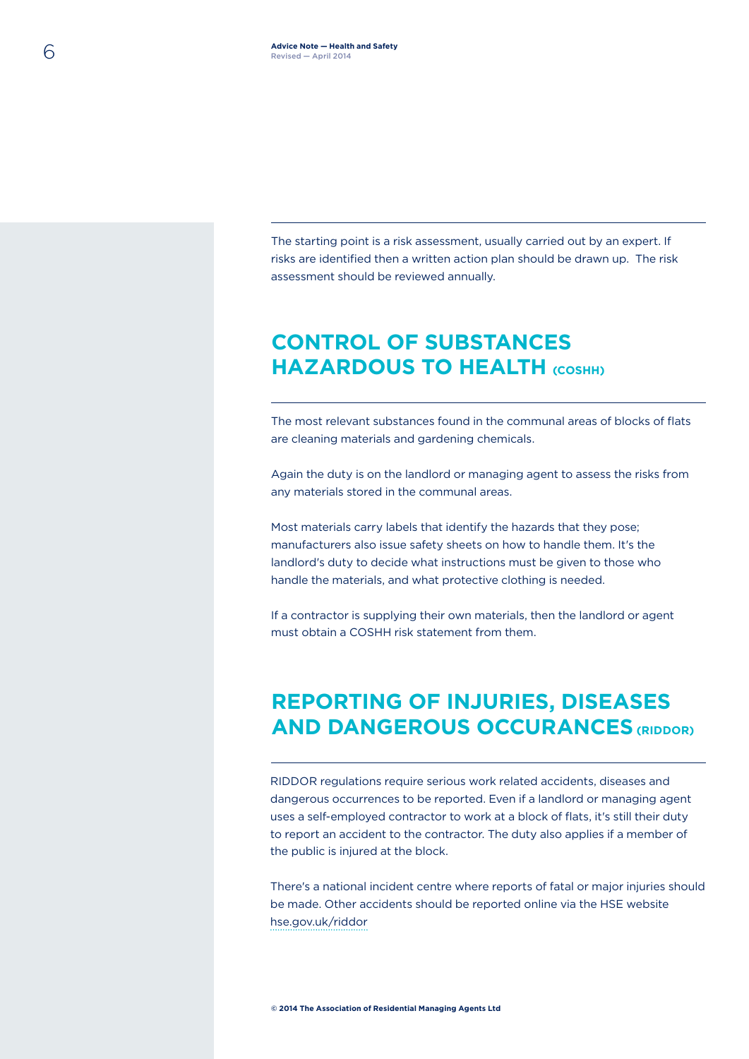The starting point is a risk assessment, usually carried out by an expert. If risks are identified then a written action plan should be drawn up. The risk assessment should be reviewed annually.

## CONTROL OF SUBSTANCES HAZARDOUS TO HEALTH (COSHH)

The most relevant substances found in the communal areas of blocks of flats are cleaning materials and gardening chemicals.

Again the duty is on the landlord or managing agent to assess the risks from any materials stored in the communal areas.

Most materials carry labels that identify the hazards that they pose; manufacturers also issue safety sheets on how to handle them. It's the landlord's duty to decide what instructions must be given to those who handle the materials, and what protective clothing is needed.

If a contractor is supplying their own materials, then the landlord or agent must obtain a COSHH risk statement from them.

## REPORTING OF INJURIES, DISEASES AND DANGEROUS OCCURANCES (RIDDOR)

RIDDOR regulations require serious work related accidents, diseases and dangerous occurrences to be reported. Even if a landlord or managing agent uses a self-employed contractor to work at a block of flats, it's still their duty to report an accident to the contractor. The duty also applies if a member of the public is injured at the block.

There's a national incident centre where reports of fatal or major injuries should be made. Other accidents should be reported online via the HSE website hse.gov.uk/riddor

© 2014 The Association of Residential Managing Agents Ltd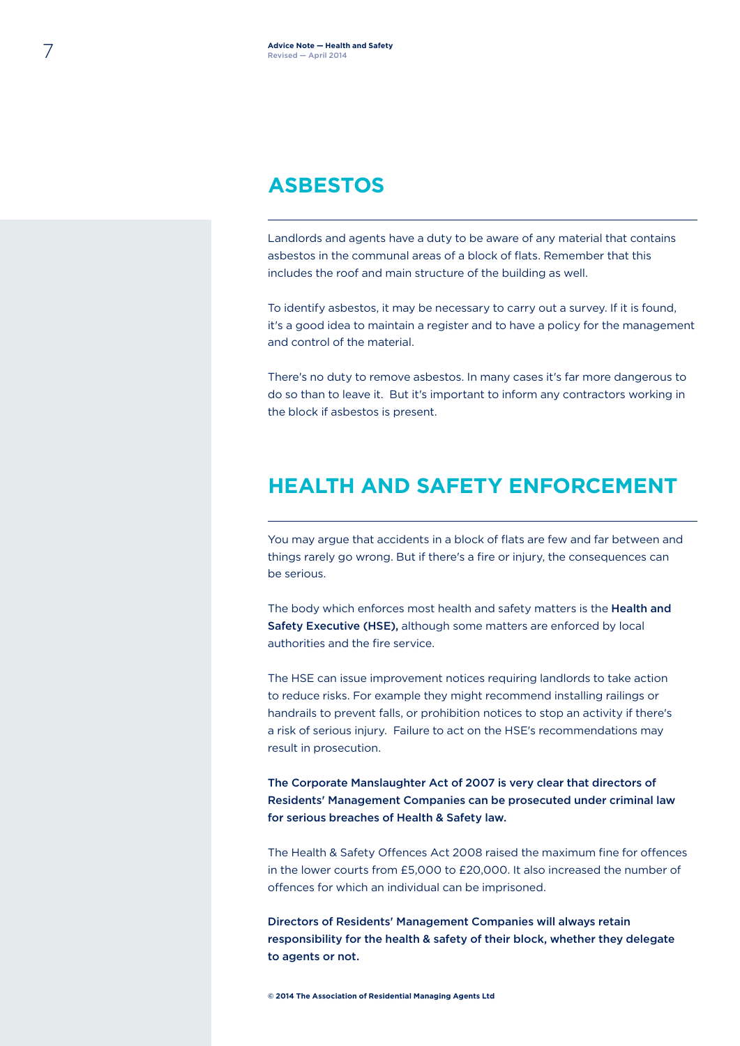## ASBESTOS

Landlords and agents have a duty to be aware of any material that contains asbestos in the communal areas of a block of flats. Remember that this includes the roof and main structure of the building as well.

To identify asbestos, it may be necessary to carry out a survey. If it is found, it's a good idea to maintain a register and to have a policy for the management and control of the material.

There's no duty to remove asbestos. In many cases it's far more dangerous to do so than to leave it. But it's important to inform any contractors working in the block if asbestos is present.

## HEALTH AND SAFETY ENFORCEMENT

You may argue that accidents in a block of flats are few and far between and things rarely go wrong. But if there's a fire or injury, the consequences can be serious.

The body which enforces most health and safety matters is the **Health and Safety Executive (HSE),** although some matters are enforced by local authorities and the fire service.

The HSE can issue improvement notices requiring landlords to take action to reduce risks. For example they might recommend installing railings or handrails to prevent falls, or prohibition notices to stop an activity if there's a risk of serious injury. Failure to act on the HSE's recommendations may result in prosecution.

**The Corporate Manslaughter Act of 2007 is very clear that directors of Residents' Management Companies can be prosecuted under criminal law for serious breaches of Health & Safety law.**

The Health & Safety Offences Act 2008 raised the maximum fine for offences in the lower courts from £5,000 to £20,000. It also increased the number of offences for which an individual can be imprisoned.

**Directors of Residents' Management Companies will always retain responsibility for the health & safety of their block, whether they delegate to agents or not.**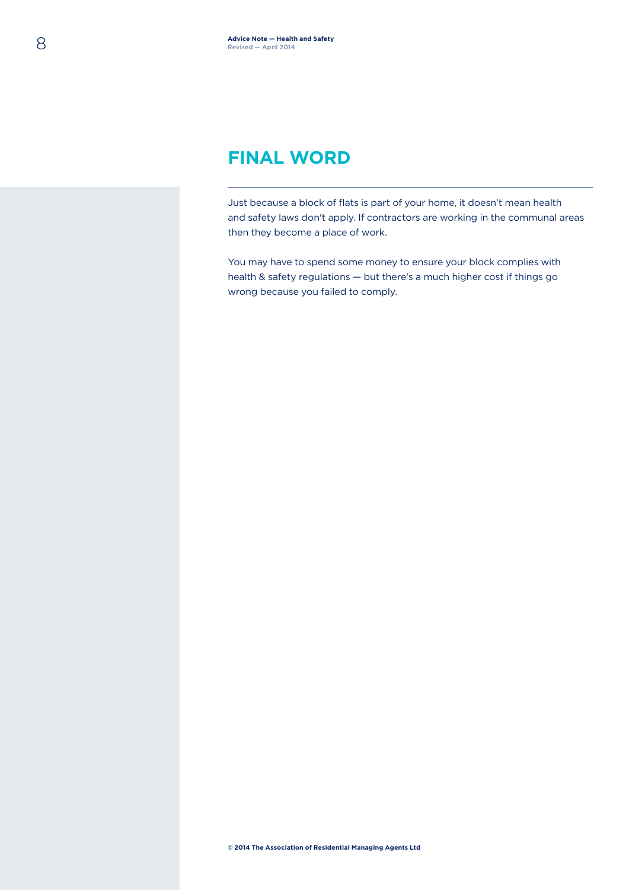## FINAL WORD

Just because a block of flats is part of your home, it doesn't mean health and safety laws don't apply. If contractors are working in the communal areas then they become a place of work.

You may have to spend some money to ensure your block complies with health & safety regulations — but there's a much higher cost if things go wrong because you failed to comply.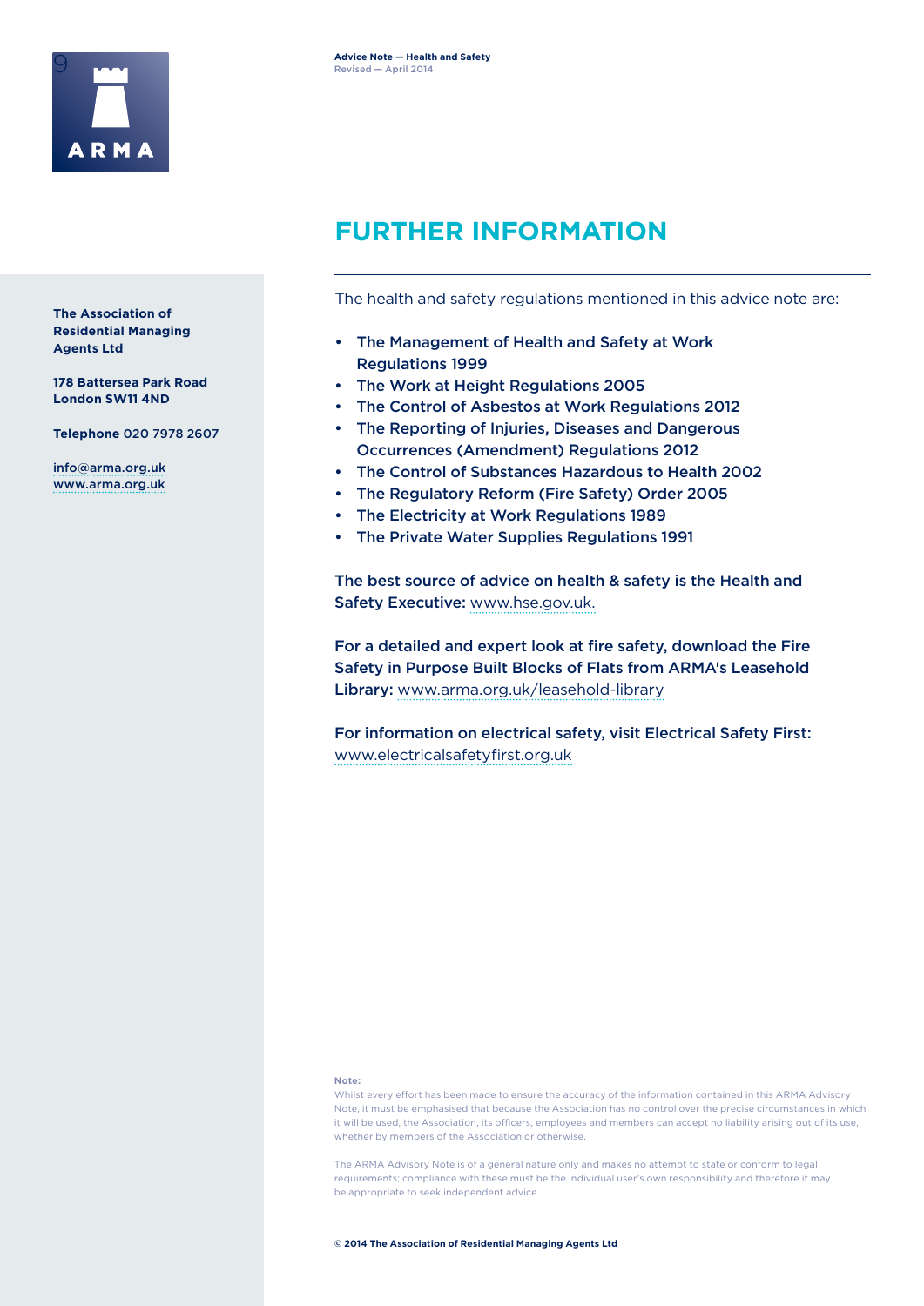# FURTHER INFORMATION

**The Association of Residential Managing Agents Ltd**

**178 Battersea Park Road London SW11 4ND**

**Telephone** 020 7978 2607

info@arma.org.uk
www.arma.org.uk

The health and safety regulations mentioned in this advice note are:

- The Management of Health and Safety at Work Regulations 1999
- The Work at Height Regulations 2005
- The Control of Asbestos at Work Regulations 2012
- The Reporting of Injuries, Diseases and Dangerous Occurrences (Amendment) Regulations 2012
- The Control of Substances Hazardous to Health 2002
- The Regulatory Reform (Fire Safety) Order 2005
- The Electricity at Work Regulations 1989
- The Private Water Supplies Regulations 1991

The best source of advice on health & safety is the Health and Safety Executive: www.hse.gov.uk.

For a detailed and expert look at fire safety, download the Fire Safety in Purpose Built Blocks of Flats from ARMA's Leasehold Library: www.arma.org.uk/leasehold-library

For information on electrical safety, visit Electrical Safety First: www.electricalsafetyfirst.org.uk

**Note:**

Whilst every effort has been made to ensure the accuracy of the information contained in this ARMA Advisory Note, it must be emphasised that because the Association has no control over the precise circumstances in which it will be used, the Association, its officers, employees and members can accept no liability arising out of its use, whether by members of the Association or otherwise.

The ARMA Advisory Note is of a general nature only and makes no attempt to state or conform to legal requirements; compliance with these must be the individual user's own responsibility and therefore it may be appropriate to seek independent advice.

**© 2014 The Association of Residential Managing Agents Ltd**